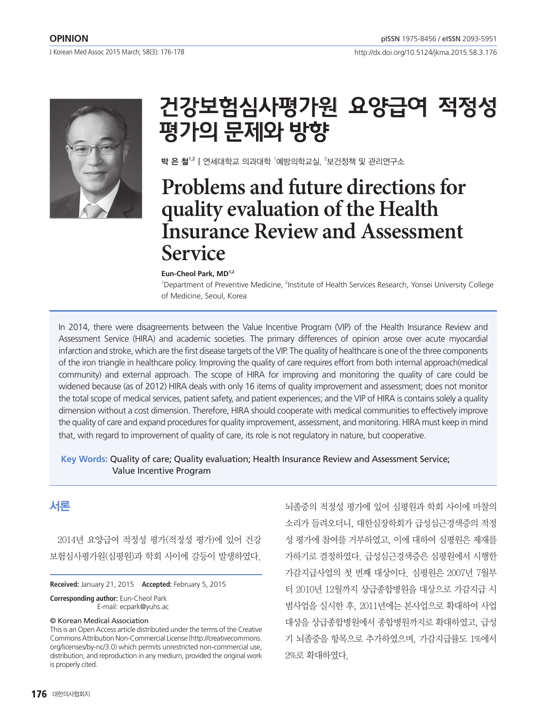OPINION

# 건강보험심사평가원 요양급여 적정성 평가의 문제와 방향

**박 은 철**[1,2] | 연세대학교 의과대학 [1]예방의학교실, [2]보건정책 및 관리연구소

# Problems and future directions for quality evaluation of the Health Insurance Review and Assessment Service

**Eun-Cheol Park, MD**[1,2]

[1]Department of Preventive Medicine, [2]Institute of Health Services Research, Yonsei University College of Medicine, Seoul, Korea

In 2014, there were disagreements between the Value Incentive Program (VIP) of the Health Insurance Review and Assessment Service (HIRA) and academic societies. The primary differences of opinion arose over acute myocardial infarction and stroke, which are the first disease targets of the VIP. The quality of healthcare is one of the three components of the iron triangle in healthcare policy. Improving the quality of care requires effort from both internal approach(medical community) and external approach. The scope of HIRA for improving and monitoring the quality of care could be widened because (as of 2012) HIRA deals with only 16 items of quality improvement and assessment; does not monitor the total scope of medical services, patient safety, and patient experiences; and the VIP of HIRA is contains solely a quality dimension without a cost dimension. Therefore, HIRA should cooperate with medical communities to effectively improve the quality of care and expand procedures for quality improvement, assessment, and monitoring. HIRA must keep in mind that, with regard to improvement of quality of care, its role is not regulatory in nature, but cooperative.

**Key Words:** Quality of care; Quality evaluation; Health Insurance Review and Assessment Service; Value Incentive Program

## 서론

2014년 요양급여 적정성 평가(적정성 평가)에 있어 건강보험심사평가원(심평원)과 학회 사이에 갈등이 발생하였다. 뇌졸중의 적정성 평가에 있어 심평원과 학회 사이에 마찰의 소리가 들려오더니, 대한심장학회가 급성심근경색증의 적정성 평가에 참여를 거부하였고, 이에 대하여 심평원은 제재를 가하기로 결정하였다. 급성심근경색증은 심평원에서 시행한 가감지급사업의 첫 번째 대상이다. 심평원은 2007년 7월부터 2010년 12월까지 상급종합병원을 대상으로 가감지급 시범사업을 실시한 후, 2011년에는 본사업으로 확대하여 사업대상을 상급종합병원에서 종합병원까지로 확대하였고, 급성기 뇌졸중을 항목으로 추가하였으며, 가감지급률도 1%에서 2%로 확대하였다.

**Received:** January 21, 2015 **Accepted:** February 5, 2015

**Corresponding author:** Eun-Cheol Park
E-mail: ecpark@yuhs.ac

© Korean Medical Association
This is an Open Access article distributed under the terms of the Creative Commons Attribution Non-Commercial License (http://creativecommons.org/licenses/by-nc/3.0) which permits unrestricted non-commercial use, distribution, and reproduction in any medium, provided the original work is properly cited.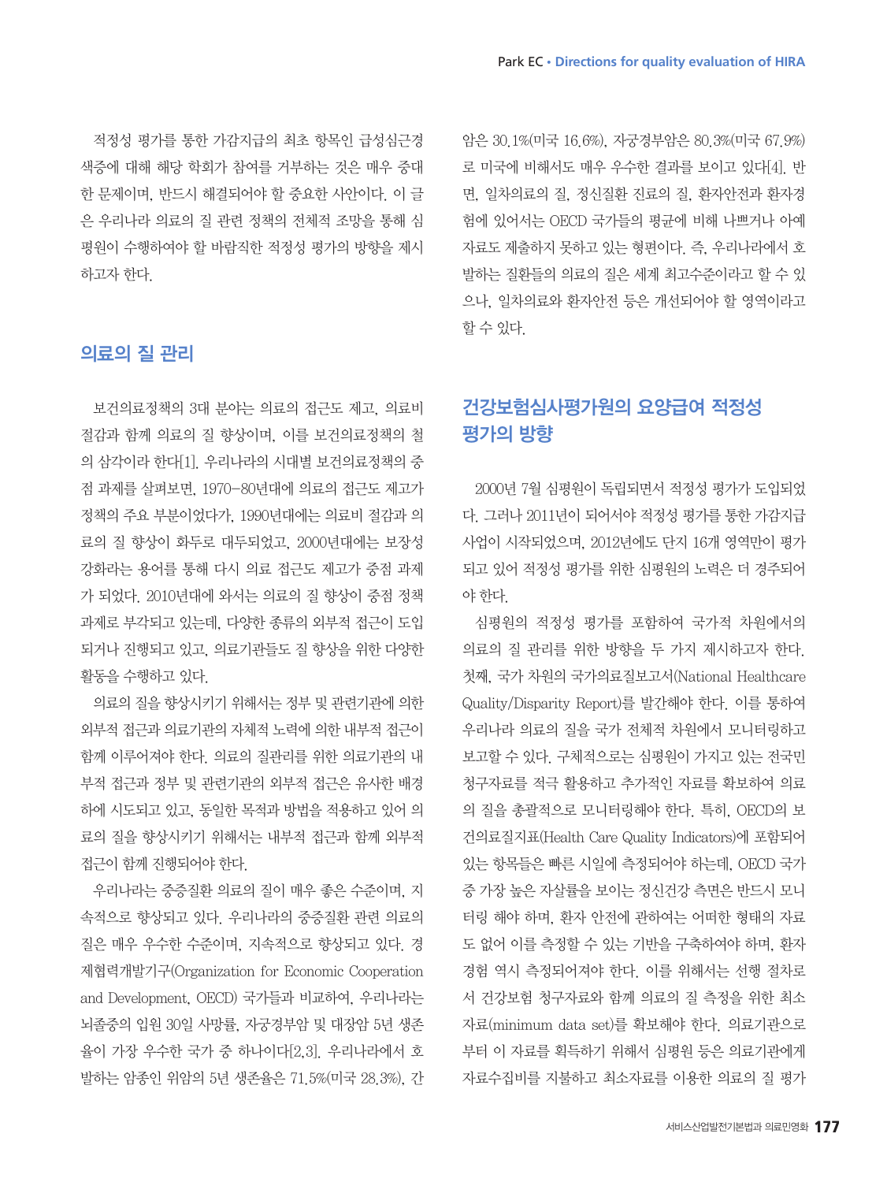적정성 평가를 통한 가감지급의 최초 항목인 급성심근경색증에 대해 해당 학회가 참여를 거부하는 것은 매우 중대한 문제이며, 반드시 해결되어야 할 중요한 사안이다. 이 글은 우리나라 의료의 질 관련 정책의 전체적 조망을 통해 심평원이 수행하여야 할 바람직한 적정성 평가의 방향을 제시하고자 한다.

## 의료의 질 관리

보건의료정책의 3대 분야는 의료의 접근도 제고, 의료비 절감과 함께 의료의 질 향상이며, 이를 보건의료정책의 철의 삼각이라 한다[1]. 우리나라의 시대별 보건의료정책의 중점 과제를 살펴보면, 1970-80년대에 의료의 접근도 제고가 정책의 주요 부분이었다가, 1990년대에는 의료비 절감과 의료의 질 향상이 화두로 대두되었고, 2000년대에는 보장성 강화라는 용어를 통해 다시 의료 접근도 제고가 중점 과제가 되었다. 2010년대에 와서는 의료의 질 향상이 중점 정책 과제로 부각되고 있는데, 다양한 종류의 외부적 접근이 도입되거나 진행되고 있고, 의료기관들도 질 향상을 위한 다양한 활동을 수행하고 있다.

의료의 질을 향상시키기 위해서는 정부 및 관련기관에 의한 외부적 접근과 의료기관의 자체적 노력에 의한 내부적 접근이 함께 이루어져야 한다. 의료의 질관리를 위한 의료기관의 내부적 접근과 정부 및 관련기관의 외부적 접근은 유사한 배경하에 시도되고 있고, 동일한 목적과 방법을 적용하고 있어 의료의 질을 향상시키기 위해서는 내부적 접근과 함께 외부적 접근이 함께 진행되어야 한다.

우리나라는 중증질환 의료의 질이 매우 좋은 수준이며, 지속적으로 향상되고 있다. 우리나라의 중증질환 관련 의료의 질은 매우 우수한 수준이며, 지속적으로 향상되고 있다. 경제협력개발기구(Organization for Economic Cooperation and Development, OECD) 국가들과 비교하여, 우리나라는 뇌졸중의 입원 30일 사망률, 자궁경부암 및 대장암 5년 생존율이 가장 우수한 국가 중 하나이다[2,3]. 우리나라에서 호발하는 암종인 위암의 5년 생존율은 71.5%(미국 28.3%), 간암은 30.1%(미국 16.6%), 자궁경부암은 80.3%(미국 67.9%)로 미국에 비해서도 매우 우수한 결과를 보이고 있다[4]. 반면, 일차의료의 질, 정신질환 진료의 질, 환자안전과 환자경험에 있어서는 OECD 국가들의 평균에 비해 나쁘거나 아예 자료도 제출하지 못하고 있는 형편이다. 즉, 우리나라에서 호발하는 질환들의 의료의 질은 세계 최고수준이라고 할 수 있으나, 일차의료와 환자안전 등은 개선되어야 할 영역이라고 할 수 있다.

## 건강보험심사평가원의 요양급여 적정성 평가의 방향

2000년 7월 심평원이 독립되면서 적정성 평가가 도입되었다. 그러나 2011년이 되어서야 적정성 평가를 통한 가감지급 사업이 시작되었으며, 2012년에도 단지 16개 영역만이 평가되고 있어 적정성 평가를 위한 심평원의 노력은 더 경주되어야 한다.

심평원의 적정성 평가를 포함하여 국가적 차원에서의 의료의 질 관리를 위한 방향을 두 가지 제시하고자 한다. 첫째, 국가 차원의 국가의료질보고서(National Healthcare Quality/Disparity Report)를 발간해야 한다. 이를 통하여 우리나라 의료의 질을 국가 전체적 차원에서 모니터링하고 보고할 수 있다. 구체적으로는 심평원이 가지고 있는 전국민 청구자료를 적극 활용하고 추가적인 자료를 확보하여 의료의 질을 총괄적으로 모니터링해야 한다. 특히, OECD의 보건의료질지표(Health Care Quality Indicators)에 포함되어 있는 항목들은 빠른 시일에 측정되어야 하는데, OECD 국가 중 가장 높은 자살률을 보이는 정신건강 측면은 반드시 모니터링 해야 하며, 환자 안전에 관하여는 어떠한 형태의 자료도 없어 이를 측정할 수 있는 기반을 구축하여야 하며, 환자경험 역시 측정되어져야 한다. 이를 위해서는 선행 절차로서 건강보험 청구자료와 함께 의료의 질 측정을 위한 최소자료(minimum data set)를 확보해야 한다. 의료기관으로부터 이 자료를 획득하기 위해서 심평원 등은 의료기관에게 자료수집비를 지불하고 최소자료를 이용한 의료의 질 평가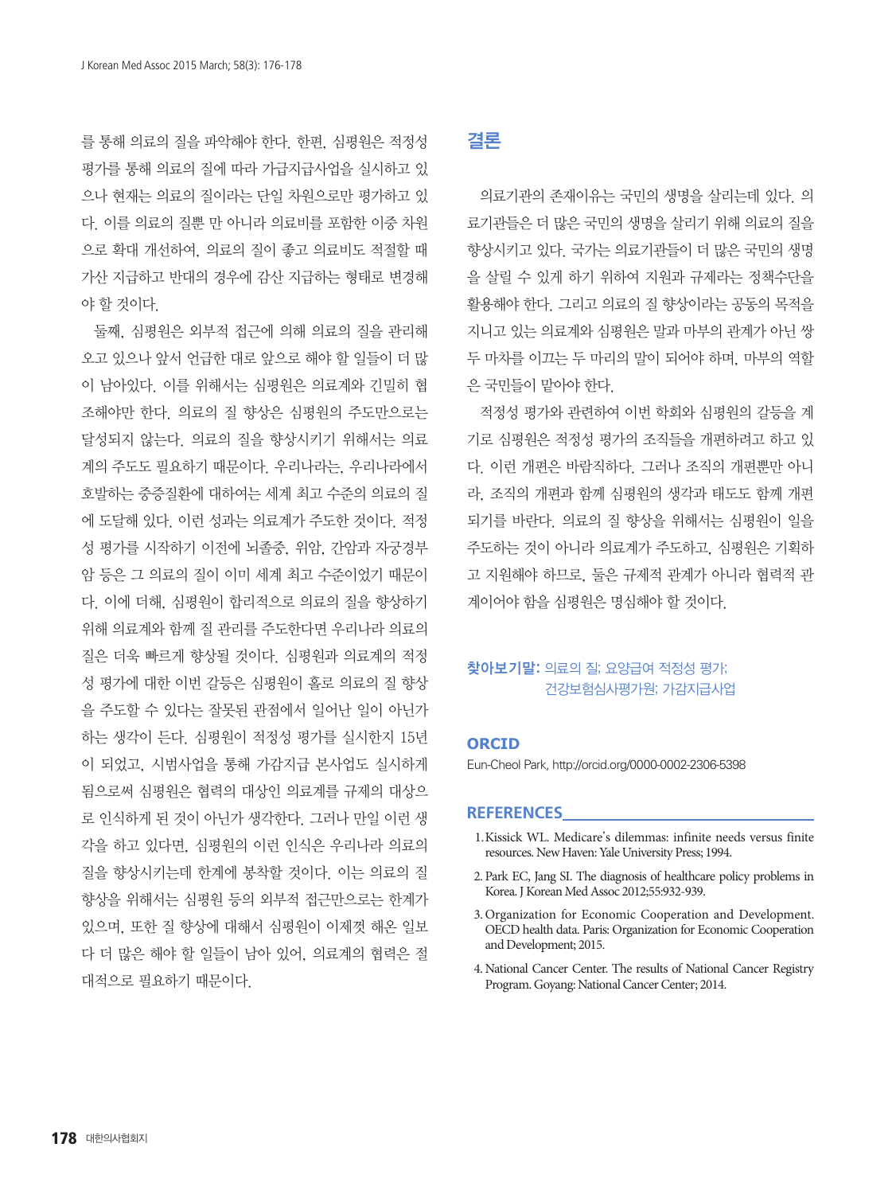를 통해 의료의 질을 파악해야 한다. 한편, 심평원은 적정성 평가를 통해 의료의 질에 따라 가감지급사업을 실시하고 있으나 현재는 의료의 질이라는 단일 차원으로만 평가하고 있다. 이를 의료의 질뿐 만 아니라 의료비를 포함한 이중 차원으로 확대 개선하여, 의료의 질이 좋고 의료비도 적절할 때 가산 지급하고 반대의 경우에 감산 지급하는 형태로 변경해야 할 것이다.

둘째, 심평원은 외부적 접근에 의해 의료의 질을 관리해 오고 있으나 앞서 언급한 대로 앞으로 해야 할 일들이 더 많이 남아있다. 이를 위해서는 심평원은 의료계와 긴밀히 협조해야만 한다. 의료의 질 향상은 심평원의 주도만으로는 달성되지 않는다. 의료의 질을 향상시키기 위해서는 의료계의 주도도 필요하기 때문이다. 우리나라는, 우리나라에서 호발하는 중증질환에 대하여는 세계 최고 수준의 의료의 질에 도달해 있다. 이런 성과는 의료계가 주도한 것이다. 적정성 평가를 시작하기 이전에 뇌졸중, 위암, 간암과 자궁경부암 등은 그 의료의 질이 이미 세계 최고 수준이었기 때문이다. 이에 더해, 심평원이 합리적으로 의료의 질을 향상하기 위해 의료계와 함께 질 관리를 주도한다면 우리나라 의료의 질은 더욱 빠르게 향상될 것이다. 심평원과 의료계의 적정성 평가에 대한 이번 갈등은 심평원이 홀로 의료의 질 향상을 주도할 수 있다는 잘못된 관점에서 일어난 일이 아닌가 하는 생각이 든다. 심평원이 적정성 평가를 실시한지 15년이 되었고, 시범사업을 통해 가감지급 본사업도 실시하게 됨으로써 심평원은 협력의 대상인 의료계를 규제의 대상으로 인식하게 된 것이 아닌가 생각한다. 그러나 만일 이런 생각을 하고 있다면, 심평원의 이런 인식은 우리나라 의료의 질을 향상시키는데 한계에 봉착할 것이다. 이는 의료의 질 향상을 위해서는 심평원 등의 외부적 접근만으로는 한계가 있으며, 또한 질 향상에 대해서 심평원이 이제껏 해온 일보다 더 많은 해야 할 일들이 남아 있어, 의료계의 협력은 절대적으로 필요하기 때문이다.

## 결론

의료기관의 존재이유는 국민의 생명을 살리는데 있다. 의료기관들은 더 많은 국민의 생명을 살리기 위해 의료의 질을 향상시키고 있다. 국가는 의료기관들이 더 많은 국민의 생명을 살릴 수 있게 하기 위하여 지원과 규제라는 정책수단을 활용해야 한다. 그리고 의료의 질 향상이라는 공동의 목적을 지니고 있는 의료계와 심평원은 말과 마부의 관계가 아닌 쌍두 마차를 이끄는 두 마리의 말이 되어야 하며, 마부의 역할은 국민들이 맡아야 한다.

적정성 평가와 관련하여 이번 학회와 심평원의 갈등을 계기로 심평원은 적정성 평가의 조직들을 개편하려고 하고 있다. 이런 개편은 바람직하다. 그러나 조직의 개편뿐만 아니라, 조직의 개편과 함께 심평원의 생각과 태도도 함께 개편되기를 바란다. 의료의 질 향상을 위해서는 심평원이 일을 주도하는 것이 아니라 의료계가 주도하고, 심평원은 기획하고 지원해야 하므로, 둘은 규제적 관계가 아니라 협력적 관계이어야 함을 심평원은 명심해야 할 것이다.

**찾아보기말:** 의료의 질; 요양급여 적정성 평가; 건강보험심사평가원; 가감지급사업

## ORCID

Eun-Cheol Park, http://orcid.org/0000-0002-2306-5398

## REFERENCES

1. Kissick WL. Medicare's dilemmas: infinite needs versus finite resources. New Haven: Yale University Press; 1994.
2. Park EC, Jang SI. The diagnosis of healthcare policy problems in Korea. J Korean Med Assoc 2012;55:932-939.
3. Organization for Economic Cooperation and Development. OECD health data. Paris: Organization for Economic Cooperation and Development; 2015.
4. National Cancer Center. The results of National Cancer Registry Program. Goyang: National Cancer Center; 2014.